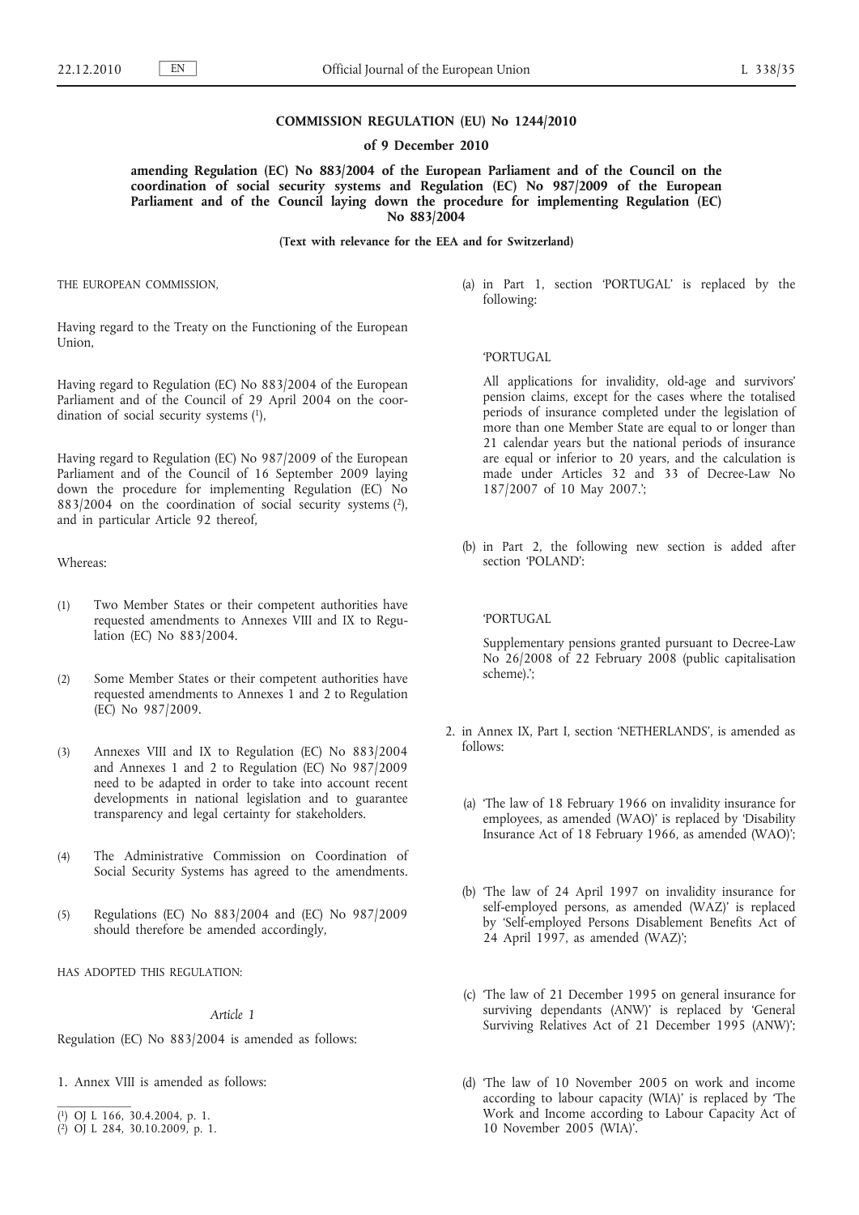**COMMISSION REGULATION (EU) No 1244/2010**

**of 9 December 2010**

**amending Regulation (EC) No 883/2004 of the European Parliament and of the Council on the coordination of social security systems and Regulation (EC) No 987/2009 of the European Parliament and of the Council laying down the procedure for implementing Regulation (EC) No 883/2004**

**(Text with relevance for the EEA and for Switzerland)**

THE EUROPEAN COMMISSION,

Having regard to the Treaty on the Functioning of the European Union,

Having regard to Regulation (EC) No 883/2004 of the European Parliament and of the Council of 29 April 2004 on the coordination of social security systems [1],

Having regard to Regulation (EC) No 987/2009 of the European Parliament and of the Council of 16 September 2009 laying down the procedure for implementing Regulation (EC) No 883/2004 on the coordination of social security systems [2], and in particular Article 92 thereof,

Whereas:

(1) Two Member States or their competent authorities have requested amendments to Annexes VIII and IX to Regulation (EC) No 883/2004.

(2) Some Member States or their competent authorities have requested amendments to Annexes 1 and 2 to Regulation (EC) No 987/2009.

(3) Annexes VIII and IX to Regulation (EC) No 883/2004 and Annexes 1 and 2 to Regulation (EC) No 987/2009 need to be adapted in order to take into account recent developments in national legislation and to guarantee transparency and legal certainty for stakeholders.

(4) The Administrative Commission on Coordination of Social Security Systems has agreed to the amendments.

(5) Regulations (EC) No 883/2004 and (EC) No 987/2009 should therefore be amended accordingly,

HAS ADOPTED THIS REGULATION:

*Article 1*

Regulation (EC) No 883/2004 is amended as follows:

1. Annex VIII is amended as follows:

(a) in Part 1, section 'PORTUGAL' is replaced by the following:

'PORTUGAL

All applications for invalidity, old-age and survivors' pension claims, except for the cases where the totalised periods of insurance completed under the legislation of more than one Member State are equal to or longer than 21 calendar years but the national periods of insurance are equal or inferior to 20 years, and the calculation is made under Articles 32 and 33 of Decree-Law No 187/2007 of 10 May 2007.';

(b) in Part 2, the following new section is added after section 'POLAND':

'PORTUGAL

Supplementary pensions granted pursuant to Decree-Law No 26/2008 of 22 February 2008 (public capitalisation scheme).';

2. in Annex IX, Part I, section 'NETHERLANDS', is amended as follows:

(a) 'The law of 18 February 1966 on invalidity insurance for employees, as amended (WAO)' is replaced by 'Disability Insurance Act of 18 February 1966, as amended (WAO)';

(b) 'The law of 24 April 1997 on invalidity insurance for self-employed persons, as amended (WAZ)' is replaced by 'Self-employed Persons Disablement Benefits Act of 24 April 1997, as amended (WAZ)';

(c) 'The law of 21 December 1995 on general insurance for surviving dependants (ANW)' is replaced by 'General Surviving Relatives Act of 21 December 1995 (ANW)';

(d) 'The law of 10 November 2005 on work and income according to labour capacity (WIA)' is replaced by 'The Work and Income according to Labour Capacity Act of 10 November 2005 (WIA)'.

---

[1] OJ L 166, 30.4.2004, p. 1.

[2] OJ L 284, 30.10.2009, p. 1.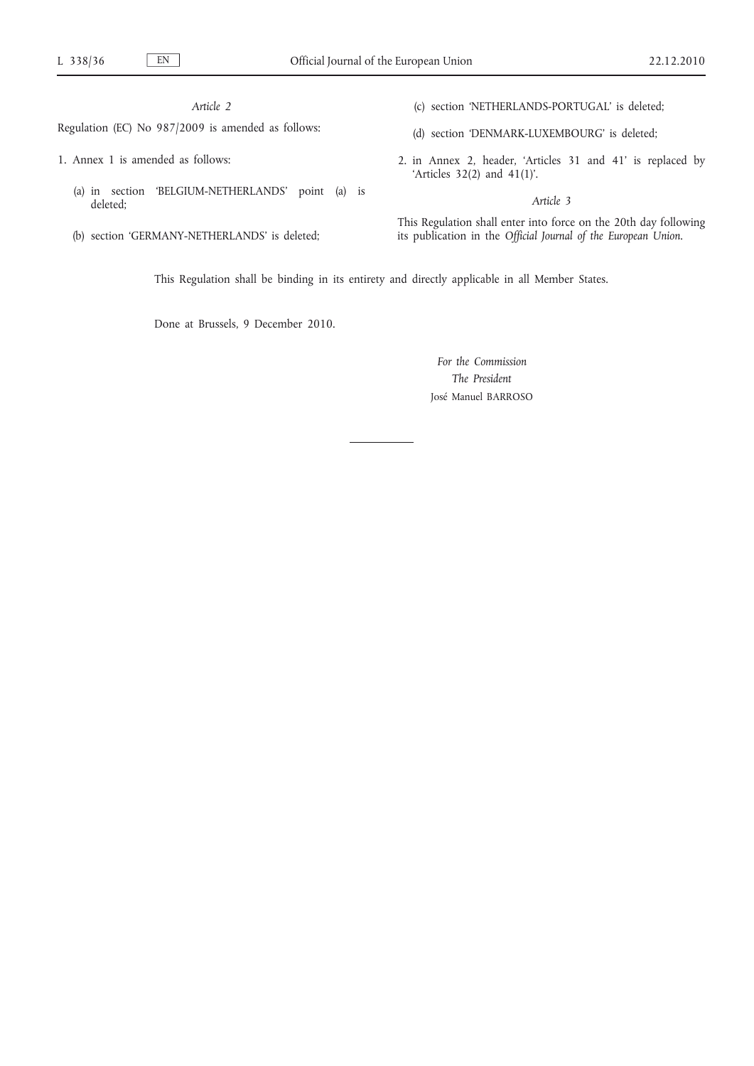*Article 2*

Regulation (EC) No 987/2009 is amended as follows:

1. Annex 1 is amended as follows:

   (a) in section 'BELGIUM-NETHERLANDS' point (a) is deleted;

   (b) section 'GERMANY-NETHERLANDS' is deleted;

   (c) section 'NETHERLANDS-PORTUGAL' is deleted;

   (d) section 'DENMARK-LUXEMBOURG' is deleted;

2. in Annex 2, header, 'Articles 31 and 41' is replaced by 'Articles 32(2) and 41(1)'.

*Article 3*

This Regulation shall enter into force on the 20th day following its publication in the *Official Journal of the European Union*.

This Regulation shall be binding in its entirety and directly applicable in all Member States.

Done at Brussels, 9 December 2010.

*For the Commission*

*The President*

José Manuel BARROSO